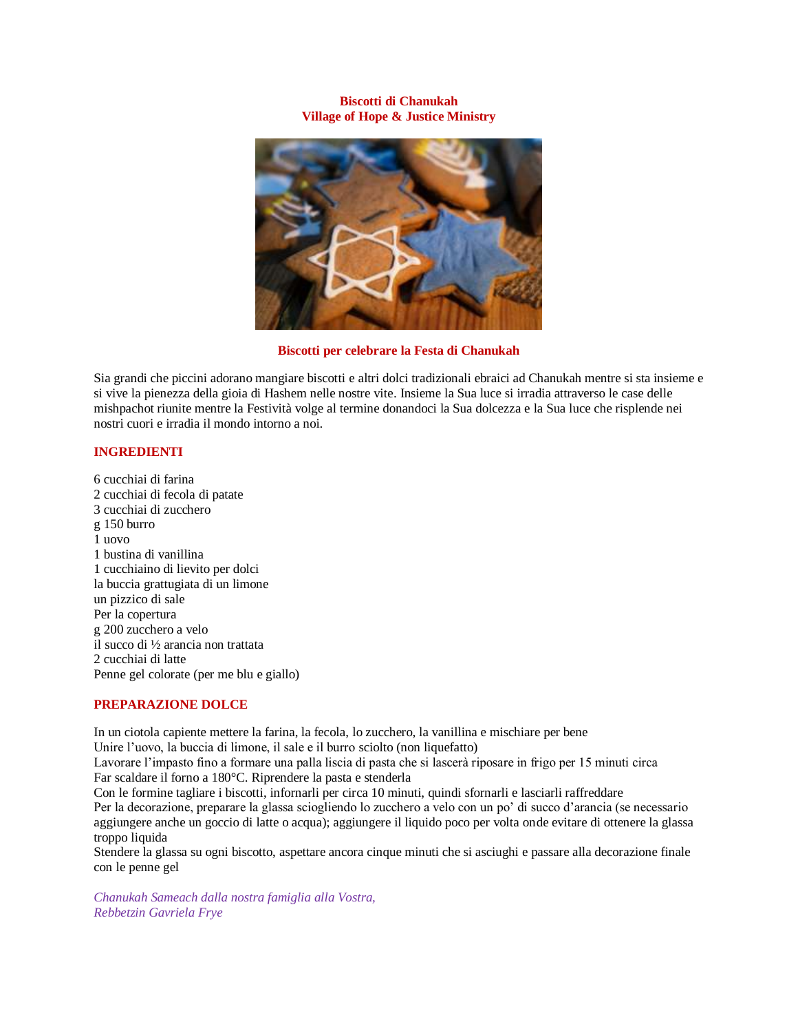**Biscotti di Chanukah**
**Village of Hope & Justice Ministry**

**Biscotti per celebrare la Festa di Chanukah**

Sia grandi che piccini adorano mangiare biscotti e altri dolci tradizionali ebraici ad Chanukah mentre si sta insieme e si vive la pienezza della gioia di Hashem nelle nostre vite. Insieme la Sua luce si irradia attraverso le case delle mishpachot riunite mentre la Festività volge al termine donandoci la Sua dolcezza e la Sua luce che risplende nei nostri cuori e irradia il mondo intorno a noi.

## INGREDIENTI

6 cucchiai di farina
2 cucchiai di fecola di patate
3 cucchiai di zucchero
g 150 burro
1 uovo
1 bustina di vanillina
1 cucchiaino di lievito per dolci
la buccia grattugiata di un limone
un pizzico di sale
Per la copertura
g 200 zucchero a velo
il succo di ½ arancia non trattata
2 cucchiai di latte
Penne gel colorate (per me blu e giallo)

## PREPARAZIONE DOLCE

In un ciotola capiente mettere la farina, la fecola, lo zucchero, la vanillina e mischiare per bene
Unire l'uovo, la buccia di limone, il sale e il burro sciolto (non liquefatto)
Lavorare l'impasto fino a formare una palla liscia di pasta che si lascerà riposare in frigo per 15 minuti circa
Far scaldare il forno a 180°C. Riprendere la pasta e stenderla
Con le formine tagliare i biscotti, infornarli per circa 10 minuti, quindi sfornarli e lasciarli raffreddare
Per la decorazione, preparare la glassa sciogliendo lo zucchero a velo con un po' di succo d'arancia (se necessario aggiungere anche un goccio di latte o acqua); aggiungere il liquido poco per volta onde evitare di ottenere la glassa troppo liquida
Stendere la glassa su ogni biscotto, aspettare ancora cinque minuti che si asciughi e passare alla decorazione finale con le penne gel

*Chanukah Sameach dalla nostra famiglia alla Vostra,*
*Rebbetzin Gavriela Frye*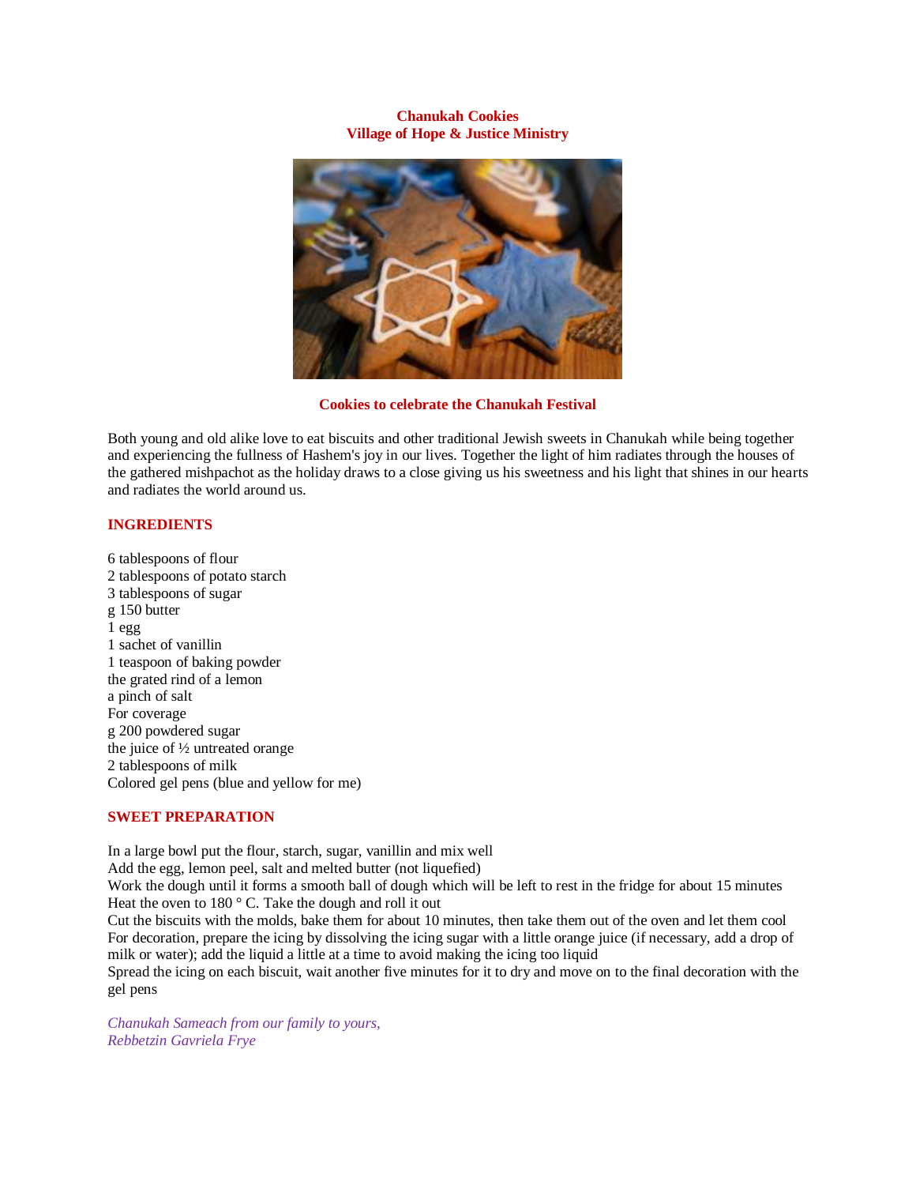**Chanukah Cookies**
**Village of Hope & Justice Ministry**

**Cookies to celebrate the Chanukah Festival**

Both young and old alike love to eat biscuits and other traditional Jewish sweets in Chanukah while being together and experiencing the fullness of Hashem's joy in our lives. Together the light of him radiates through the houses of the gathered mishpachot as the holiday draws to a close giving us his sweetness and his light that shines in our hearts and radiates the world around us.

## INGREDIENTS

6 tablespoons of flour
2 tablespoons of potato starch
3 tablespoons of sugar
g 150 butter
1 egg
1 sachet of vanillin
1 teaspoon of baking powder
the grated rind of a lemon
a pinch of salt
For coverage
g 200 powdered sugar
the juice of ½ untreated orange
2 tablespoons of milk
Colored gel pens (blue and yellow for me)

## SWEET PREPARATION

In a large bowl put the flour, starch, sugar, vanillin and mix well
Add the egg, lemon peel, salt and melted butter (not liquefied)
Work the dough until it forms a smooth ball of dough which will be left to rest in the fridge for about 15 minutes
Heat the oven to 180 ° C. Take the dough and roll it out
Cut the biscuits with the molds, bake them for about 10 minutes, then take them out of the oven and let them cool
For decoration, prepare the icing by dissolving the icing sugar with a little orange juice (if necessary, add a drop of milk or water); add the liquid a little at a time to avoid making the icing too liquid
Spread the icing on each biscuit, wait another five minutes for it to dry and move on to the final decoration with the gel pens

*Chanukah Sameach from our family to yours,*
*Rebbetzin Gavriela Frye*